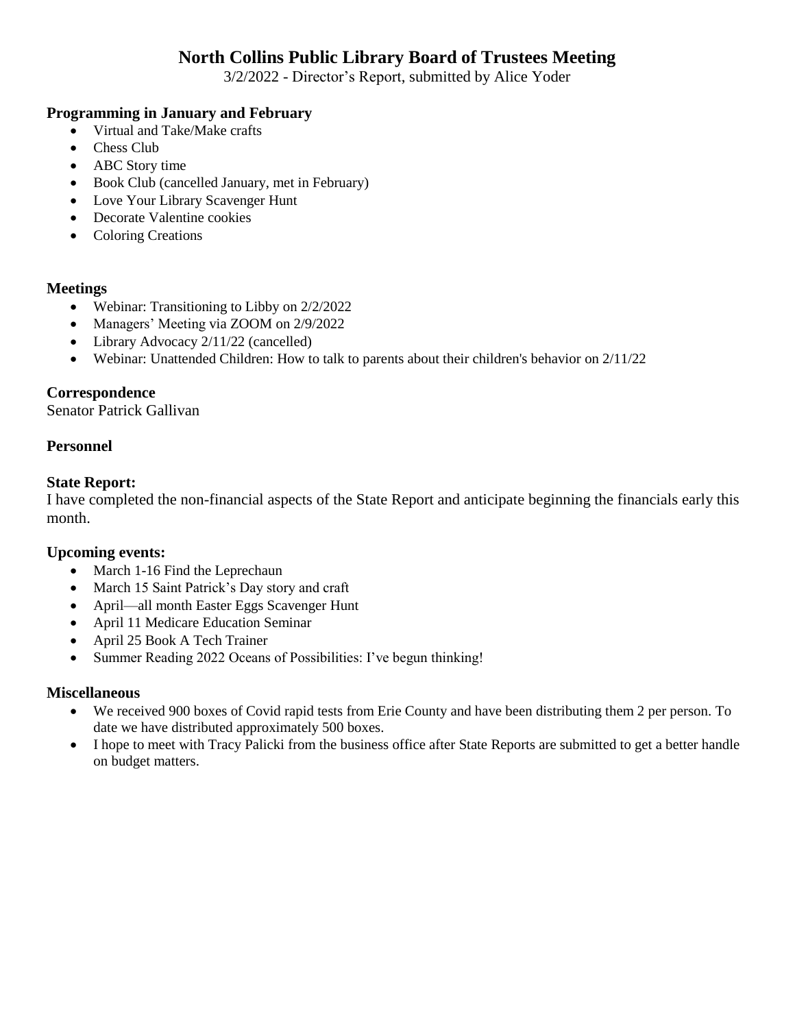# North Collins Public Library Board of Trustees Meeting

3/2/2022 - Director's Report, submitted by Alice Yoder

### Programming in January and February

- Virtual and Take/Make crafts
- Chess Club
- ABC Story time
- Book Club (cancelled January, met in February)
- Love Your Library Scavenger Hunt
- Decorate Valentine cookies
- Coloring Creations

### Meetings

- Webinar: Transitioning to Libby on 2/2/2022
- Managers' Meeting via ZOOM on 2/9/2022
- Library Advocacy 2/11/22 (cancelled)
- Webinar: Unattended Children: How to talk to parents about their children's behavior on 2/11/22

### Correspondence

Senator Patrick Gallivan

### Personnel

### State Report:

I have completed the non-financial aspects of the State Report and anticipate beginning the financials early this month.

### Upcoming events:

- March 1-16 Find the Leprechaun
- March 15 Saint Patrick's Day story and craft
- April—all month Easter Eggs Scavenger Hunt
- April 11 Medicare Education Seminar
- April 25 Book A Tech Trainer
- Summer Reading 2022 Oceans of Possibilities: I've begun thinking!

### Miscellaneous

- We received 900 boxes of Covid rapid tests from Erie County and have been distributing them 2 per person. To date we have distributed approximately 500 boxes.
- I hope to meet with Tracy Palicki from the business office after State Reports are submitted to get a better handle on budget matters.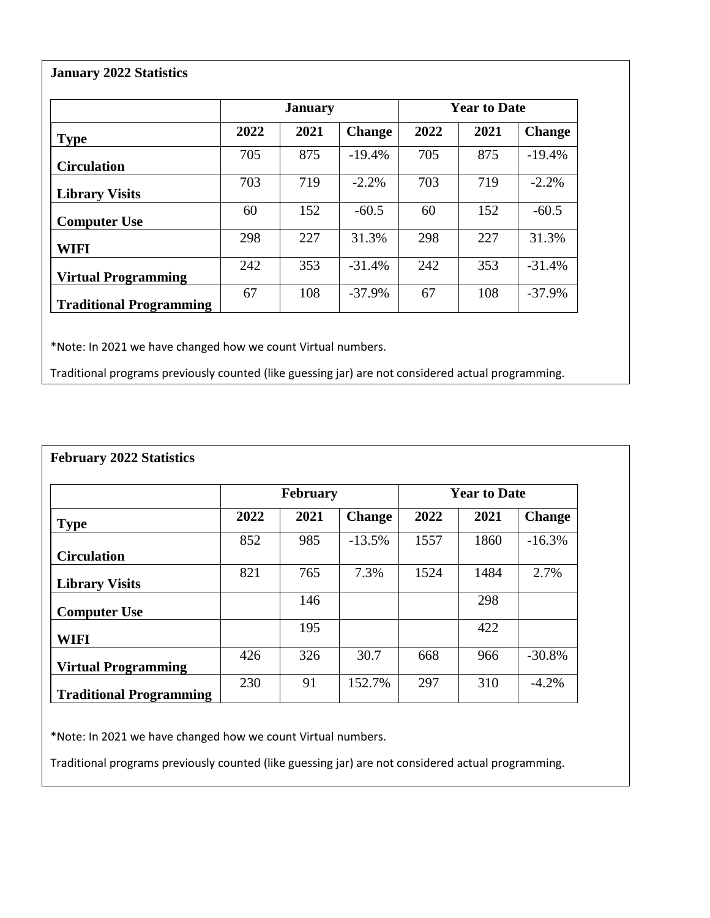**January 2022 Statistics**

| | January | | | Year to Date | | |
|---|---|---|---|---|---|---|
| **Type** | **2022** | **2021** | **Change** | **2022** | **2021** | **Change** |
| **Circulation** | 705 | 875 | -19.4% | 705 | 875 | -19.4% |
| **Library Visits** | 703 | 719 | -2.2% | 703 | 719 | -2.2% |
| **Computer Use** | 60 | 152 | -60.5 | 60 | 152 | -60.5 |
| **WIFI** | 298 | 227 | 31.3% | 298 | 227 | 31.3% |
| **Virtual Programming** | 242 | 353 | -31.4% | 242 | 353 | -31.4% |
| **Traditional Programming** | 67 | 108 | -37.9% | 67 | 108 | -37.9% |

*Note: In 2021 we have changed how we count Virtual numbers.

Traditional programs previously counted (like guessing jar) are not considered actual programming.

**February 2022 Statistics**

| | February | | | Year to Date | | |
|---|---|---|---|---|---|---|
| **Type** | **2022** | **2021** | **Change** | **2022** | **2021** | **Change** |
| **Circulation** | 852 | 985 | -13.5% | 1557 | 1860 | -16.3% |
| **Library Visits** | 821 | 765 | 7.3% | 1524 | 1484 | 2.7% |
| **Computer Use** | | 146 | | | 298 | |
| **WIFI** | | 195 | | | 422 | |
| **Virtual Programming** | 426 | 326 | 30.7 | 668 | 966 | -30.8% |
| **Traditional Programming** | 230 | 91 | 152.7% | 297 | 310 | -4.2% |

*Note: In 2021 we have changed how we count Virtual numbers.

Traditional programs previously counted (like guessing jar) are not considered actual programming.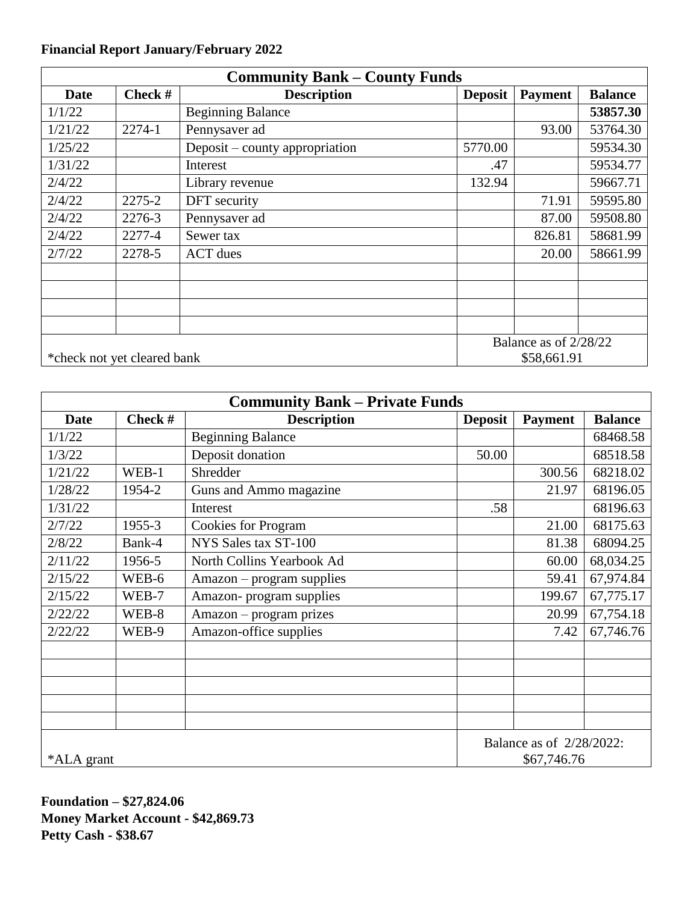**Financial Report January/February 2022**

| Community Bank – County Funds | | | | | |
|---|---|---|---|---|---|
| **Date** | **Check #** | **Description** | **Deposit** | **Payment** | **Balance** |
| 1/1/22 | | Beginning Balance | | | **53857.30** |
| 1/21/22 | 2274-1 | Pennysaver ad | | 93.00 | 53764.30 |
| 1/25/22 | | Deposit – county appropriation | 5770.00 | | 59534.30 |
| 1/31/22 | | Interest | .47 | | 59534.77 |
| 2/4/22 | | Library revenue | 132.94 | | 59667.71 |
| 2/4/22 | 2275-2 | DFT security | | 71.91 | 59595.80 |
| 2/4/22 | 2276-3 | Pennysaver ad | | 87.00 | 59508.80 |
| 2/4/22 | 2277-4 | Sewer tax | | 826.81 | 58681.99 |
| 2/7/22 | 2278-5 | ACT dues | | 20.00 | 58661.99 |
| | | | | | |
| | | | | | |
| | | | | | |
| | | | | | |
| *check not yet cleared bank | | | Balance as of 2/28/22 $58,661.91 | | |

| Community Bank – Private Funds | | | | | |
|---|---|---|---|---|---|
| **Date** | **Check #** | **Description** | **Deposit** | **Payment** | **Balance** |
| 1/1/22 | | Beginning Balance | | | 68468.58 |
| 1/3/22 | | Deposit donation | 50.00 | | 68518.58 |
| 1/21/22 | WEB-1 | Shredder | | 300.56 | 68218.02 |
| 1/28/22 | 1954-2 | Guns and Ammo magazine | | 21.97 | 68196.05 |
| 1/31/22 | | Interest | .58 | | 68196.63 |
| 2/7/22 | 1955-3 | Cookies for Program | | 21.00 | 68175.63 |
| 2/8/22 | Bank-4 | NYS Sales tax ST-100 | | 81.38 | 68094.25 |
| 2/11/22 | 1956-5 | North Collins Yearbook Ad | | 60.00 | 68,034.25 |
| 2/15/22 | WEB-6 | Amazon – program supplies | | 59.41 | 67,974.84 |
| 2/15/22 | WEB-7 | Amazon- program supplies | | 199.67 | 67,775.17 |
| 2/22/22 | WEB-8 | Amazon – program prizes | | 20.99 | 67,754.18 |
| 2/22/22 | WEB-9 | Amazon-office supplies | | 7.42 | 67,746.76 |
| | | | | | |
| | | | | | |
| | | | | | |
| | | | | | |
| | | | | | |
| *ALA grant | | | Balance as of 2/28/2022: $67,746.76 | | |

**Foundation – $27,824.06**
**Money Market Account - $42,869.73**
**Petty Cash - $38.67**